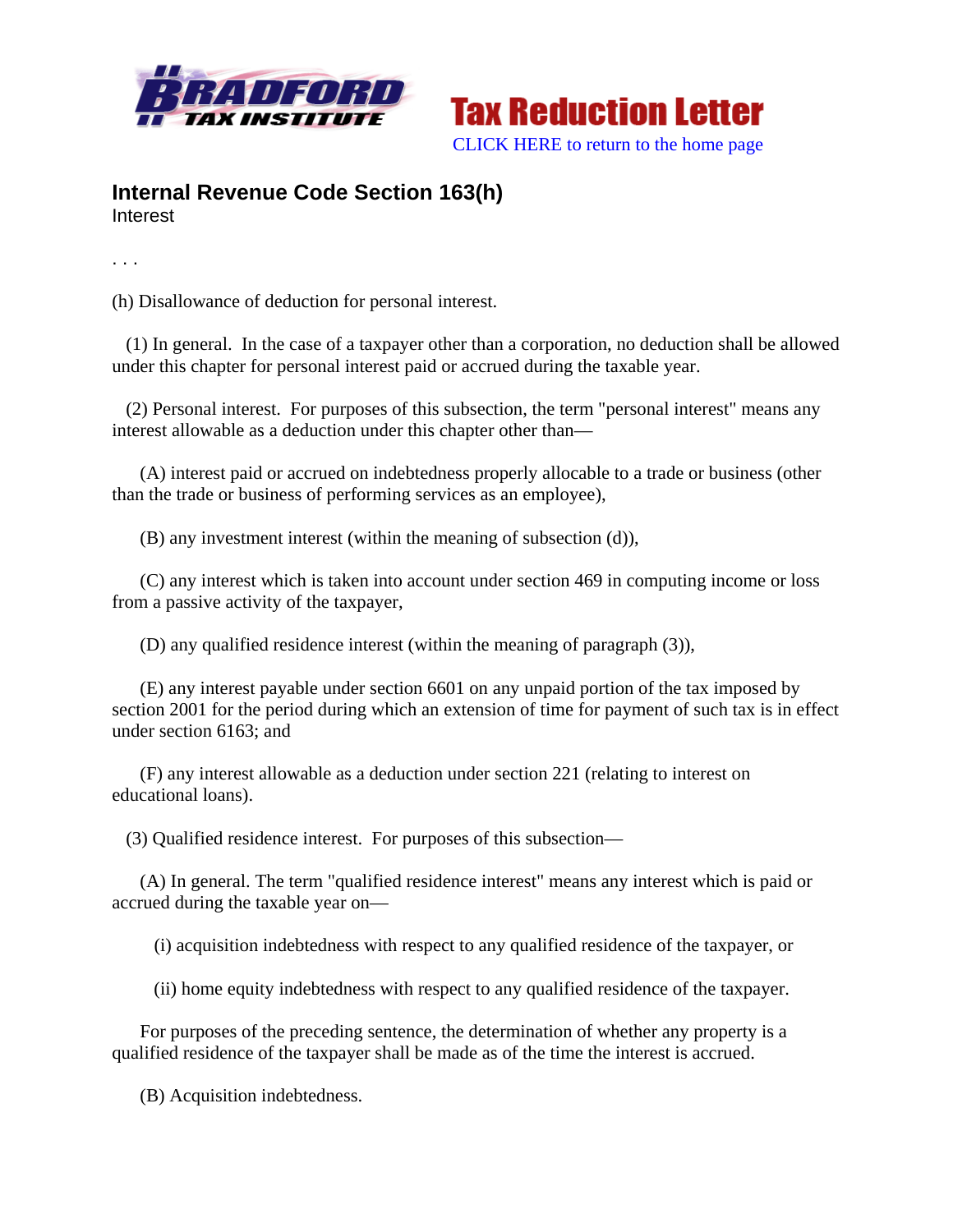Tax Reduction Letter

CLICK HERE to return to the home page

## Internal Revenue Code Section 163(h)

Interest

. . .

(h) Disallowance of deduction for personal interest.

(1) In general. In the case of a taxpayer other than a corporation, no deduction shall be allowed under this chapter for personal interest paid or accrued during the taxable year.

(2) Personal interest. For purposes of this subsection, the term "personal interest" means any interest allowable as a deduction under this chapter other than—

(A) interest paid or accrued on indebtedness properly allocable to a trade or business (other than the trade or business of performing services as an employee),

(B) any investment interest (within the meaning of subsection (d)),

(C) any interest which is taken into account under section 469 in computing income or loss from a passive activity of the taxpayer,

(D) any qualified residence interest (within the meaning of paragraph (3)),

(E) any interest payable under section 6601 on any unpaid portion of the tax imposed by section 2001 for the period during which an extension of time for payment of such tax is in effect under section 6163; and

(F) any interest allowable as a deduction under section 221 (relating to interest on educational loans).

(3) Qualified residence interest. For purposes of this subsection—

(A) In general. The term "qualified residence interest" means any interest which is paid or accrued during the taxable year on—

(i) acquisition indebtedness with respect to any qualified residence of the taxpayer, or

(ii) home equity indebtedness with respect to any qualified residence of the taxpayer.

For purposes of the preceding sentence, the determination of whether any property is a qualified residence of the taxpayer shall be made as of the time the interest is accrued.

(B) Acquisition indebtedness.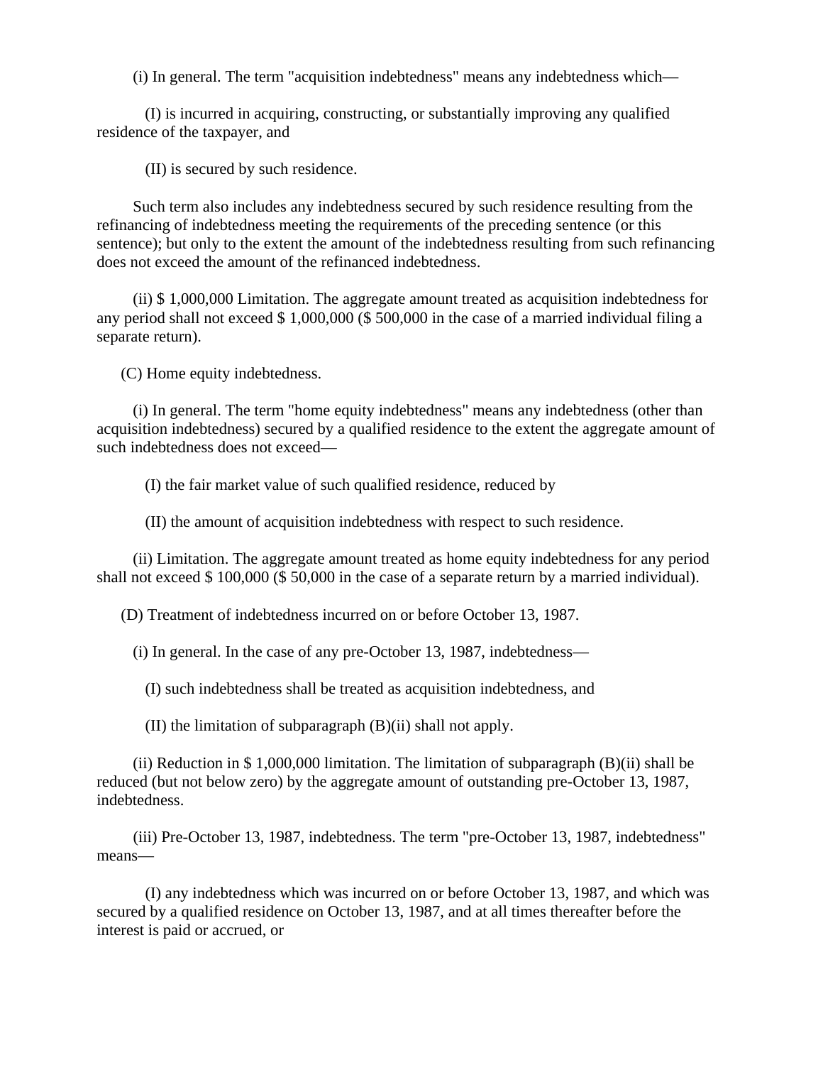(i) In general. The term "acquisition indebtedness" means any indebtedness which—

(I) is incurred in acquiring, constructing, or substantially improving any qualified residence of the taxpayer, and

(II) is secured by such residence.

Such term also includes any indebtedness secured by such residence resulting from the refinancing of indebtedness meeting the requirements of the preceding sentence (or this sentence); but only to the extent the amount of the indebtedness resulting from such refinancing does not exceed the amount of the refinanced indebtedness.

(ii) $ 1,000,000 Limitation. The aggregate amount treated as acquisition indebtedness for any period shall not exceed $ 1,000,000 ($ 500,000 in the case of a married individual filing a separate return).

(C) Home equity indebtedness.

(i) In general. The term "home equity indebtedness" means any indebtedness (other than acquisition indebtedness) secured by a qualified residence to the extent the aggregate amount of such indebtedness does not exceed—

(I) the fair market value of such qualified residence, reduced by

(II) the amount of acquisition indebtedness with respect to such residence.

(ii) Limitation. The aggregate amount treated as home equity indebtedness for any period shall not exceed $ 100,000 ($ 50,000 in the case of a separate return by a married individual).

(D) Treatment of indebtedness incurred on or before October 13, 1987.

(i) In general. In the case of any pre-October 13, 1987, indebtedness—

(I) such indebtedness shall be treated as acquisition indebtedness, and

(II) the limitation of subparagraph (B)(ii) shall not apply.

(ii) Reduction in $ 1,000,000 limitation. The limitation of subparagraph (B)(ii) shall be reduced (but not below zero) by the aggregate amount of outstanding pre-October 13, 1987, indebtedness.

(iii) Pre-October 13, 1987, indebtedness. The term "pre-October 13, 1987, indebtedness" means—

(I) any indebtedness which was incurred on or before October 13, 1987, and which was secured by a qualified residence on October 13, 1987, and at all times thereafter before the interest is paid or accrued, or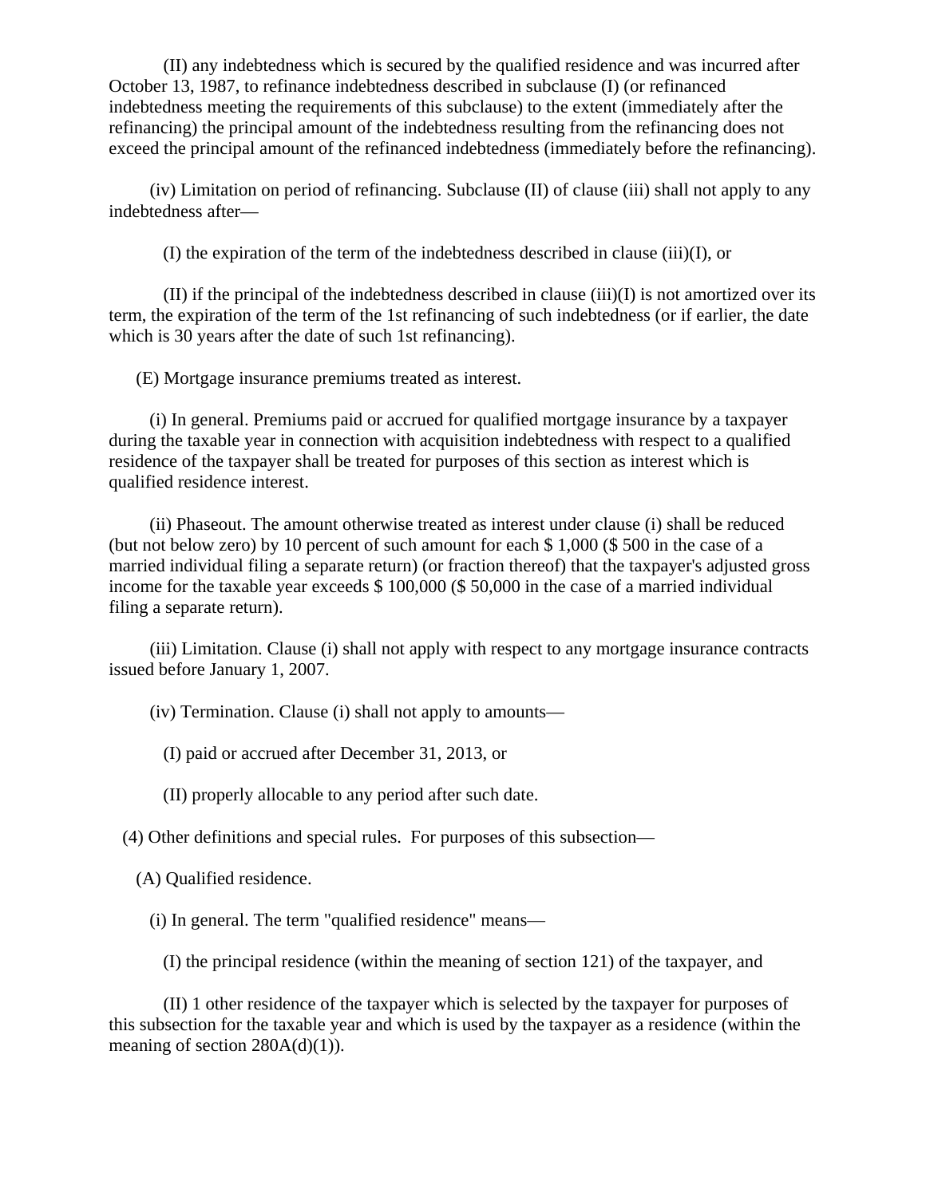(II) any indebtedness which is secured by the qualified residence and was incurred after October 13, 1987, to refinance indebtedness described in subclause (I) (or refinanced indebtedness meeting the requirements of this subclause) to the extent (immediately after the refinancing) the principal amount of the indebtedness resulting from the refinancing does not exceed the principal amount of the refinanced indebtedness (immediately before the refinancing).

(iv) Limitation on period of refinancing. Subclause (II) of clause (iii) shall not apply to any indebtedness after—

(I) the expiration of the term of the indebtedness described in clause (iii)(I), or

(II) if the principal of the indebtedness described in clause (iii)(I) is not amortized over its term, the expiration of the term of the 1st refinancing of such indebtedness (or if earlier, the date which is 30 years after the date of such 1st refinancing).

(E) Mortgage insurance premiums treated as interest.

(i) In general. Premiums paid or accrued for qualified mortgage insurance by a taxpayer during the taxable year in connection with acquisition indebtedness with respect to a qualified residence of the taxpayer shall be treated for purposes of this section as interest which is qualified residence interest.

(ii) Phaseout. The amount otherwise treated as interest under clause (i) shall be reduced (but not below zero) by 10 percent of such amount for each $ 1,000 ($ 500 in the case of a married individual filing a separate return) (or fraction thereof) that the taxpayer's adjusted gross income for the taxable year exceeds $ 100,000 ($ 50,000 in the case of a married individual filing a separate return).

(iii) Limitation. Clause (i) shall not apply with respect to any mortgage insurance contracts issued before January 1, 2007.

(iv) Termination. Clause (i) shall not apply to amounts—

(I) paid or accrued after December 31, 2013, or

(II) properly allocable to any period after such date.

(4) Other definitions and special rules. For purposes of this subsection—

(A) Qualified residence.

(i) In general. The term "qualified residence" means—

(I) the principal residence (within the meaning of section 121) of the taxpayer, and

(II) 1 other residence of the taxpayer which is selected by the taxpayer for purposes of this subsection for the taxable year and which is used by the taxpayer as a residence (within the meaning of section 280A(d)(1)).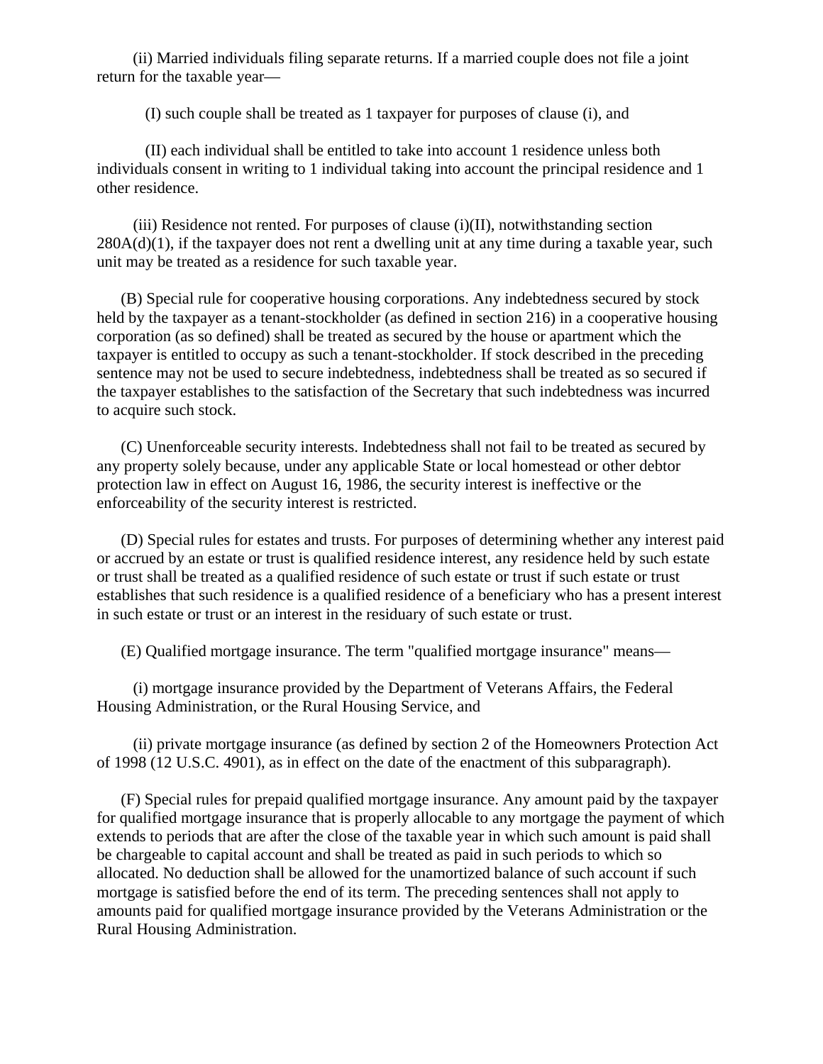(ii) Married individuals filing separate returns. If a married couple does not file a joint return for the taxable year—

(I) such couple shall be treated as 1 taxpayer for purposes of clause (i), and

(II) each individual shall be entitled to take into account 1 residence unless both individuals consent in writing to 1 individual taking into account the principal residence and 1 other residence.

(iii) Residence not rented. For purposes of clause (i)(II), notwithstanding section 280A(d)(1), if the taxpayer does not rent a dwelling unit at any time during a taxable year, such unit may be treated as a residence for such taxable year.

(B) Special rule for cooperative housing corporations. Any indebtedness secured by stock held by the taxpayer as a tenant-stockholder (as defined in section 216) in a cooperative housing corporation (as so defined) shall be treated as secured by the house or apartment which the taxpayer is entitled to occupy as such a tenant-stockholder. If stock described in the preceding sentence may not be used to secure indebtedness, indebtedness shall be treated as so secured if the taxpayer establishes to the satisfaction of the Secretary that such indebtedness was incurred to acquire such stock.

(C) Unenforceable security interests. Indebtedness shall not fail to be treated as secured by any property solely because, under any applicable State or local homestead or other debtor protection law in effect on August 16, 1986, the security interest is ineffective or the enforceability of the security interest is restricted.

(D) Special rules for estates and trusts. For purposes of determining whether any interest paid or accrued by an estate or trust is qualified residence interest, any residence held by such estate or trust shall be treated as a qualified residence of such estate or trust if such estate or trust establishes that such residence is a qualified residence of a beneficiary who has a present interest in such estate or trust or an interest in the residuary of such estate or trust.

(E) Qualified mortgage insurance. The term "qualified mortgage insurance" means—

(i) mortgage insurance provided by the Department of Veterans Affairs, the Federal Housing Administration, or the Rural Housing Service, and

(ii) private mortgage insurance (as defined by section 2 of the Homeowners Protection Act of 1998 (12 U.S.C. 4901), as in effect on the date of the enactment of this subparagraph).

(F) Special rules for prepaid qualified mortgage insurance. Any amount paid by the taxpayer for qualified mortgage insurance that is properly allocable to any mortgage the payment of which extends to periods that are after the close of the taxable year in which such amount is paid shall be chargeable to capital account and shall be treated as paid in such periods to which so allocated. No deduction shall be allowed for the unamortized balance of such account if such mortgage is satisfied before the end of its term. The preceding sentences shall not apply to amounts paid for qualified mortgage insurance provided by the Veterans Administration or the Rural Housing Administration.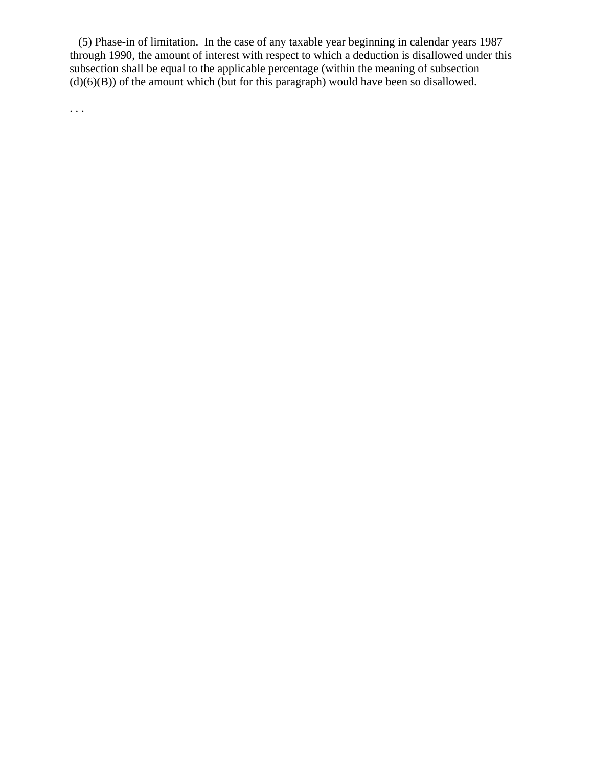(5) Phase-in of limitation. In the case of any taxable year beginning in calendar years 1987 through 1990, the amount of interest with respect to which a deduction is disallowed under this subsection shall be equal to the applicable percentage (within the meaning of subsection (d)(6)(B)) of the amount which (but for this paragraph) would have been so disallowed.

. . .